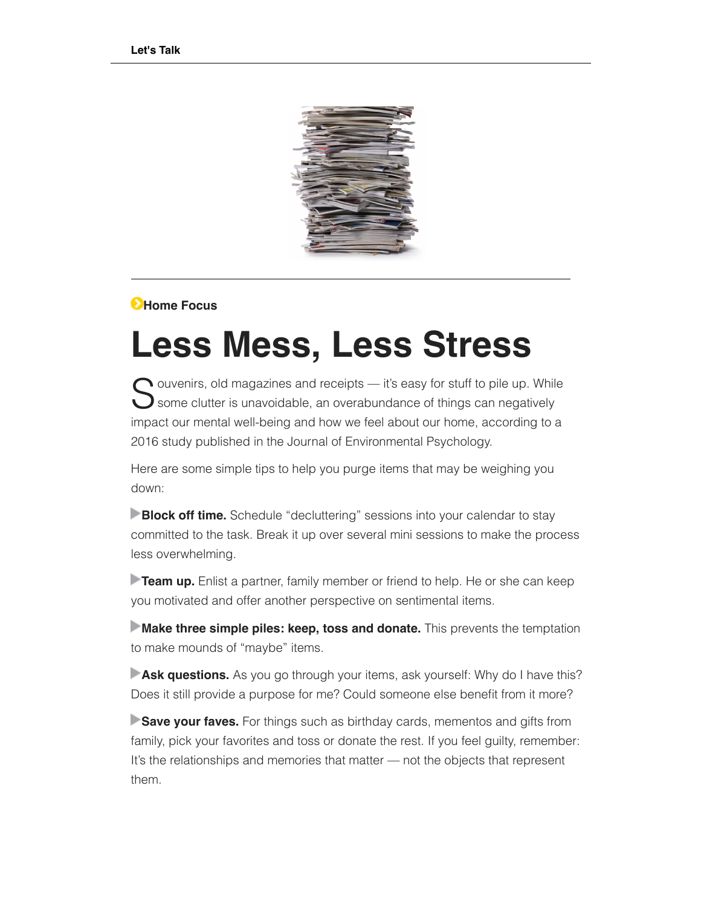Home Focus

# Less Mess, Less Stress

Souvenirs, old magazines and receipts — it's easy for stuff to pile up. While some clutter is unavoidable, an overabundance of things can negatively impact our mental well-being and how we feel about our home, according to a 2016 study published in the Journal of Environmental Psychology.

Here are some simple tips to help you purge items that may be weighing you down:

**Block off time.** Schedule "decluttering" sessions into your calendar to stay committed to the task. Break it up over several mini sessions to make the process less overwhelming.

**Team up.** Enlist a partner, family member or friend to help. He or she can keep you motivated and offer another perspective on sentimental items.

**Make three simple piles: keep, toss and donate.** This prevents the temptation to make mounds of "maybe" items.

**Ask questions.** As you go through your items, ask yourself: Why do I have this? Does it still provide a purpose for me? Could someone else benefit from it more?

**Save your faves.** For things such as birthday cards, mementos and gifts from family, pick your favorites and toss or donate the rest. If you feel guilty, remember: It's the relationships and memories that matter — not the objects that represent them.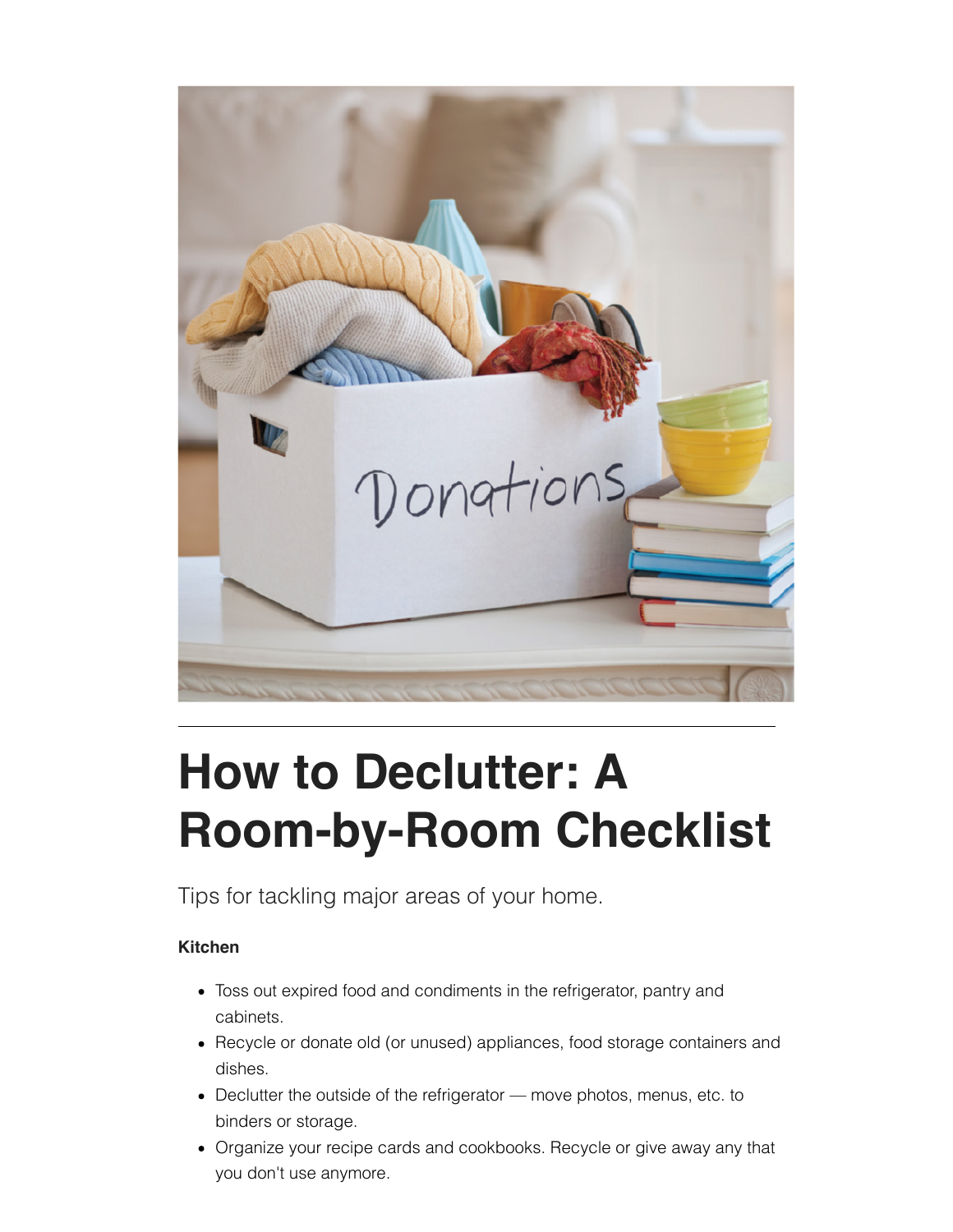# How to Declutter: A Room-by-Room Checklist

Tips for tackling major areas of your home.

**Kitchen**

- Toss out expired food and condiments in the refrigerator, pantry and cabinets.
- Recycle or donate old (or unused) appliances, food storage containers and dishes.
- Declutter the outside of the refrigerator — move photos, menus, etc. to binders or storage.
- Organize your recipe cards and cookbooks. Recycle or give away any that you don't use anymore.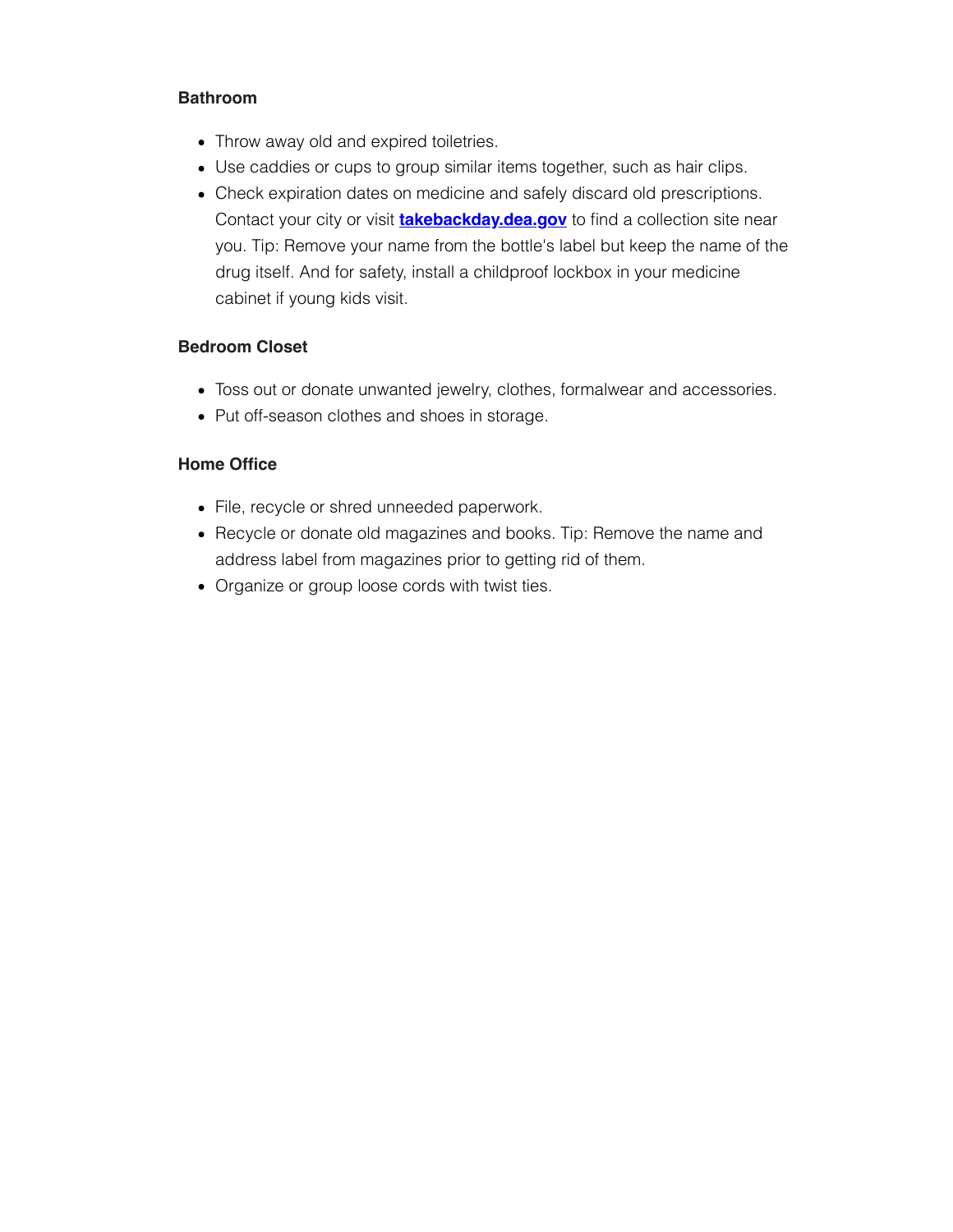**Bathroom**

- Throw away old and expired toiletries.
- Use caddies or cups to group similar items together, such as hair clips.
- Check expiration dates on medicine and safely discard old prescriptions. Contact your city or visit **takebackday.dea.gov** to find a collection site near you. Tip: Remove your name from the bottle's label but keep the name of the drug itself. And for safety, install a childproof lockbox in your medicine cabinet if young kids visit.

**Bedroom Closet**

- Toss out or donate unwanted jewelry, clothes, formalwear and accessories.
- Put off-season clothes and shoes in storage.

**Home Office**

- File, recycle or shred unneeded paperwork.
- Recycle or donate old magazines and books. Tip: Remove the name and address label from magazines prior to getting rid of them.
- Organize or group loose cords with twist ties.